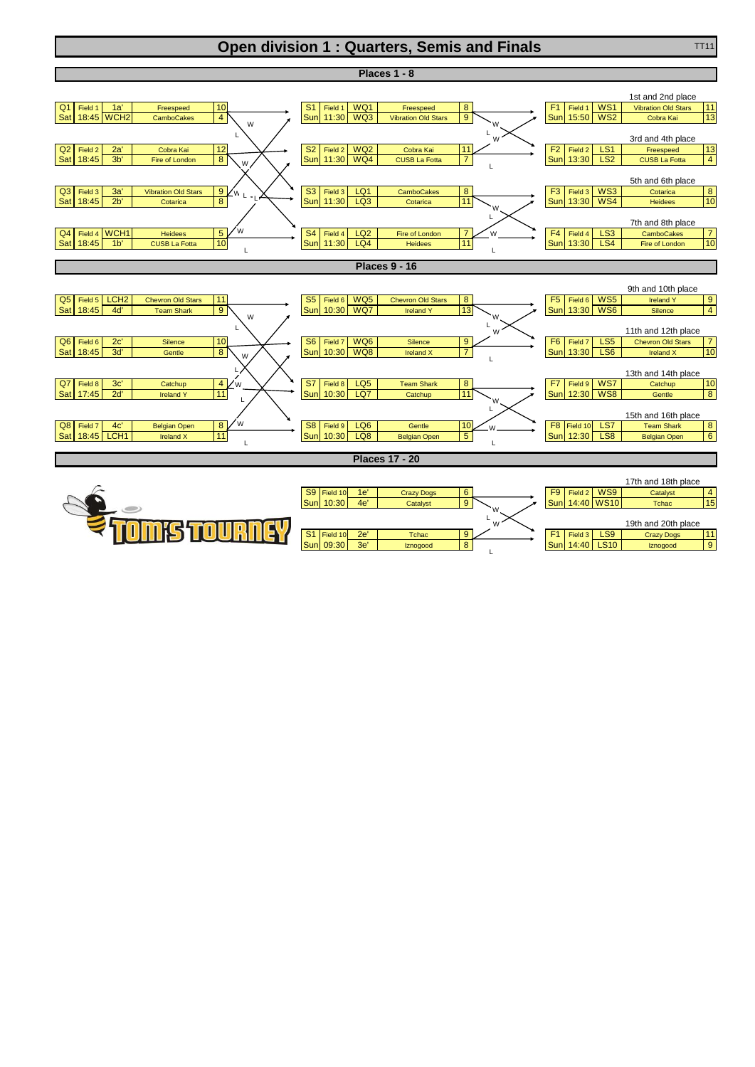# Open division 1 : Quarters, Semis and Finals

TT11

## Places 1 - 8

### Quarter-finals

| Game | Field | Day | Time | Seed | Team | Score |
|---|---|---|---|---|---|---|
| Q1 | Field 1 | Sat | 18:45 | 1a' | Freespeed | 10 |
| | | | | WCH2 | CamboCakes | 4 |
| Q2 | Field 2 | Sat | 18:45 | 2a' | Cobra Kai | 12 |
| | | | | 3b' | Fire of London | 8 |
| Q3 | Field 3 | Sat | 18:45 | 3a' | Vibration Old Stars | 9 |
| | | | | 2b' | Cotarica | 8 |
| Q4 | Field 4 | Sat | 18:45 | WCH1 | Heidees | 5 |
| | | | | 1b' | CUSB La Fotta | 10 |

### Semi-finals

| Game | Field | Day | Time | Seed | Team | Score |
|---|---|---|---|---|---|---|
| S1 | Field 1 | Sun | 11:30 | WQ1 | Freespeed | 8 |
| | | | | WQ3 | Vibration Old Stars | 9 |
| S2 | Field 2 | Sun | 11:30 | WQ2 | Cobra Kai | 11 |
| | | | | WQ4 | CUSB La Fotta | 7 |
| S3 | Field 3 | Sun | 11:30 | LQ1 | CamboCakes | 8 |
| | | | | LQ3 | Cotarica | 11 |
| S4 | Field 4 | Sun | 11:30 | LQ2 | Fire of London | 7 |
| | | | | LQ4 | Heidees | 11 |

### Finals

| Game | Place | Field | Day | Time | Seed | Team | Score |
|---|---|---|---|---|---|---|---|
| F1 | 1st and 2nd place | Field 1 | Sun | 15:50 | WS1 | Vibration Old Stars | 11 |
| | | | | | WS2 | Cobra Kai | 13 |
| F2 | 3rd and 4th place | Field 2 | Sun | 13:30 | LS1 | Freespeed | 13 |
| | | | | | LS2 | CUSB La Fotta | 4 |
| F3 | 5th and 6th place | Field 3 | Sun | 13:30 | WS3 | Cotarica | 8 |
| | | | | | WS4 | Heidees | 10 |
| F4 | 7th and 8th place | Field 4 | Sun | 13:30 | LS3 | CamboCakes | 7 |
| | | | | | LS4 | Fire of London | 10 |

## Places 9 - 16

### Quarter-finals

| Game | Field | Day | Time | Seed | Team | Score |
|---|---|---|---|---|---|---|
| Q5 | Field 5 | Sat | 18:45 | LCH2 | Chevron Old Stars | 11 |
| | | | | 4d' | Team Shark | 9 |
| Q6 | Field 6 | Sat | 18:45 | 2c' | Silence | 10 |
| | | | | 3d' | Gentle | 8 |
| Q7 | Field 8 | Sat | 17:45 | 3c' | Catchup | 4 |
| | | | | 2d' | Ireland Y | 11 |
| Q8 | Field 7 | Sat | 18:45 | 4c' | Belgian Open | 8 |
| | | | | LCH1 | Ireland X | 11 |

### Semi-finals

| Game | Field | Day | Time | Seed | Team | Score |
|---|---|---|---|---|---|---|
| S5 | Field 6 | Sun | 10:30 | WQ5 | Chevron Old Stars | 8 |
| | | | | WQ7 | Ireland Y | 13 |
| S6 | Field 7 | Sun | 10:30 | WQ6 | Silence | 9 |
| | | | | WQ8 | Ireland X | 7 |
| S7 | Field 8 | Sun | 10:30 | LQ5 | Team Shark | 8 |
| | | | | LQ7 | Catchup | 11 |
| S8 | Field 9 | Sun | 10:30 | LQ6 | Gentle | 10 |
| | | | | LQ8 | Belgian Open | 5 |

### Finals

| Game | Place | Field | Day | Time | Seed | Team | Score |
|---|---|---|---|---|---|---|---|
| F5 | 9th and 10th place | Field 6 | Sun | 13:30 | WS5 | Ireland Y | 9 |
| | | | | | WS6 | Silence | 4 |
| F6 | 11th and 12th place | Field 7 | Sun | 13:30 | LS5 | Chevron Old Stars | 7 |
| | | | | | LS6 | Ireland X | 10 |
| F7 | 13th and 14th place | Field 9 | Sun | 12:30 | WS7 | Catchup | 10 |
| | | | | | WS8 | Gentle | 8 |
| F8 | 15th and 16th place | Field 10 | Sun | 12:30 | LS7 | Team Shark | 8 |
| | | | | | LS8 | Belgian Open | 6 |

## Places 17 - 20

### Semi-finals

| Game | Field | Day | Time | Seed | Team | Score |
|---|---|---|---|---|---|---|
| S9 | Field 10 | Sun | 10:30 | 1e' | Crazy Dogs | 6 |
| | | | | 4e' | Catalyst | 9 |
| S1 | Field 10 | Sun | 09:30 | 2e' | Tchac | 9 |
| | | | | 3e' | Iznogood | 8 |

### Finals

| Game | Place | Field | Day | Time | Seed | Team | Score |
|---|---|---|---|---|---|---|---|
| F9 | 17th and 18th place | Field 2 | Sun | 14:40 | WS9 | Catalyst | 4 |
| | | | | | WS10 | Tchac | 15 |
| F1 | 19th and 20th place | Field 3 | Sun | 14:40 | LS9 | Crazy Dogs | 11 |
| | | | | | LS10 | Iznogood | 9 |

TOM'S TOURNEY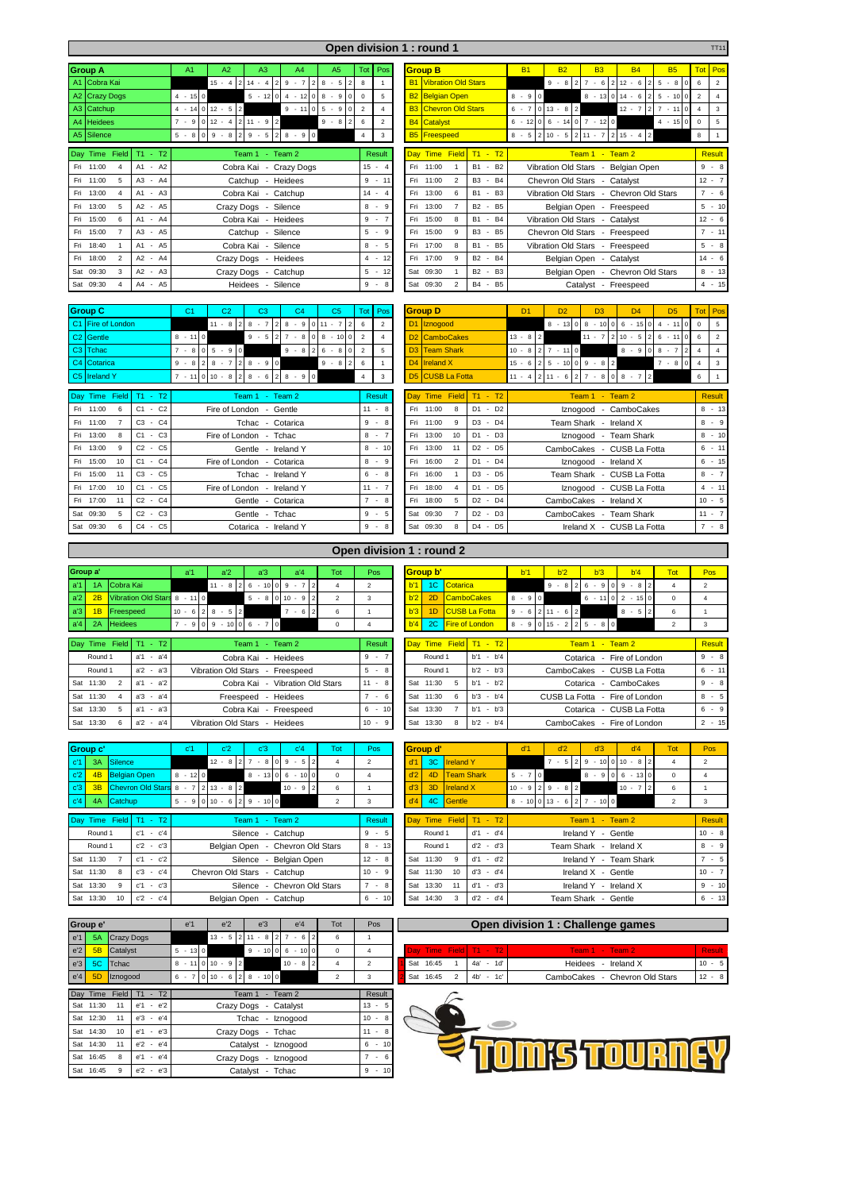# Open division 1 : round 1

## Group A

| | Group A | A1 | A2 | A3 | A4 | A5 | Tot | Pos |
|---|---|---|---|---|---|---|---|---|
| A1 | Cobra Kai | | 15 - 4 2 | 14 - 4 2 | 9 - 7 2 | 8 - 5 2 | 8 | 1 |
| A2 | Crazy Dogs | 4 - 15 0 | | 5 - 12 0 | 4 - 12 0 | 8 - 9 0 | 0 | 5 |
| A3 | Catchup | 4 - 14 0 | 12 - 5 2 | | 9 - 11 0 | 5 - 9 0 | 2 | 4 |
| A4 | Heidees | 7 - 9 0 | 12 - 4 2 | 11 - 9 2 | | 9 - 8 2 | 6 | 2 |
| A5 | Silence | 5 - 8 0 | 9 - 8 2 | 9 - 5 2 | 8 - 9 0 | | 4 | 3 |

| Day | Time | Field | T1 - T2 | Team 1 - Team 2 | Result |
|---|---|---|---|---|---|
| Fri | 11:00 | 4 | A1 - A2 | Cobra Kai - Crazy Dogs | 15 - 4 |
| Fri | 11:00 | 5 | A3 - A4 | Catchup - Heidees | 9 - 11 |
| Fri | 13:00 | 4 | A1 - A3 | Cobra Kai - Catchup | 14 - 4 |
| Fri | 13:00 | 5 | A2 - A5 | Crazy Dogs - Silence | 8 - 9 |
| Fri | 15:00 | 6 | A1 - A4 | Cobra Kai - Heidees | 9 - 7 |
| Fri | 15:00 | 7 | A3 - A5 | Catchup - Silence | 5 - 9 |
| Fri | 18:40 | 1 | A1 - A5 | Cobra Kai - Silence | 8 - 5 |
| Fri | 18:00 | 2 | A2 - A4 | Crazy Dogs - Heidees | 4 - 12 |
| Sat | 09:30 | 3 | A2 - A3 | Crazy Dogs - Catchup | 5 - 12 |
| Sat | 09:30 | 4 | A4 - A5 | Heidees - Silence | 9 - 8 |

## Group B

| | Group B | B1 | B2 | B3 | B4 | B5 | Tot | Pos |
|---|---|---|---|---|---|---|---|---|
| B1 | Vibration Old Stars | | 9 - 8 2 | 7 - 6 2 | 12 - 6 2 | 5 - 8 0 | 6 | 2 |
| B2 | Belgian Open | 8 - 9 0 | | 8 - 13 0 | 14 - 6 2 | 5 - 10 0 | 2 | 4 |
| B3 | Chevron Old Stars | 6 - 7 0 | 13 - 8 2 | | 12 - 7 2 | 7 - 11 0 | 4 | 3 |
| B4 | Catalyst | 6 - 12 0 | 6 - 14 0 | 7 - 12 0 | | 4 - 15 0 | 0 | 5 |
| B5 | Freespeed | 8 - 5 2 | 10 - 5 2 | 11 - 7 2 | 15 - 4 2 | | 8 | 1 |

| Day | Time | Field | T1 - T2 | Team 1 - Team 2 | Result |
|---|---|---|---|---|---|
| Fri | 11:00 | 1 | B1 - B2 | Vibration Old Stars - Belgian Open | 9 - 8 |
| Fri | 11:00 | 2 | B3 - B4 | Chevron Old Stars - Catalyst | 12 - 7 |
| Fri | 13:00 | 6 | B1 - B3 | Vibration Old Stars - Chevron Old Stars | 7 - 6 |
| Fri | 13:00 | 7 | B2 - B5 | Belgian Open - Freespeed | 5 - 10 |
| Fri | 15:00 | 8 | B1 - B4 | Vibration Old Stars - Catalyst | 12 - 6 |
| Fri | 15:00 | 9 | B3 - B5 | Chevron Old Stars - Freespeed | 7 - 11 |
| Fri | 17:00 | 8 | B1 - B5 | Vibration Old Stars - Freespeed | 5 - 8 |
| Fri | 17:00 | 9 | B2 - B4 | Belgian Open - Catalyst | 14 - 6 |
| Sat | 09:30 | 1 | B2 - B3 | Belgian Open - Chevron Old Stars | 8 - 13 |
| Sat | 09:30 | 2 | B4 - B5 | Catalyst - Freespeed | 4 - 15 |

## Group C

| | Group C | C1 | C2 | C3 | C4 | C5 | Tot | Pos |
|---|---|---|---|---|---|---|---|---|
| C1 | Fire of London | | 11 - 8 2 | 8 - 7 2 | 8 - 9 0 | 11 - 7 2 | 6 | 2 |
| C2 | Gentle | 8 - 11 0 | | 9 - 5 2 | 7 - 8 0 | 8 - 10 0 | 2 | 4 |
| C3 | Tchac | 7 - 8 0 | 5 - 9 0 | | 9 - 8 2 | 6 - 8 0 | 2 | 5 |
| C4 | Cotarica | 9 - 8 2 | 8 - 7 2 | 8 - 9 0 | | 9 - 8 2 | 6 | 1 |
| C5 | Ireland Y | 7 - 11 0 | 10 - 8 2 | 8 - 6 2 | 8 - 9 0 | | 4 | 3 |

| Day | Time | Field | T1 - T2 | Team 1 - Team 2 | Result |
|---|---|---|---|---|---|
| Fri | 11:00 | 6 | C1 - C2 | Fire of London - Gentle | 11 - 8 |
| Fri | 11:00 | 7 | C3 - C4 | Tchac - Cotarica | 9 - 8 |
| Fri | 13:00 | 8 | C1 - C3 | Fire of London - Tchac | 8 - 7 |
| Fri | 13:00 | 9 | C2 - C5 | Gentle - Ireland Y | 8 - 10 |
| Fri | 15:00 | 10 | C1 - C4 | Fire of London - Cotarica | 8 - 9 |
| Fri | 15:00 | 11 | C3 - C5 | Tchac - Ireland Y | 6 - 8 |
| Fri | 17:00 | 10 | C1 - C5 | Fire of London - Ireland Y | 11 - 7 |
| Fri | 17:00 | 11 | C2 - C4 | Gentle - Cotarica | 7 - 8 |
| Sat | 09:30 | 5 | C2 - C3 | Gentle - Tchac | 9 - 5 |
| Sat | 09:30 | 6 | C4 - C5 | Cotarica - Ireland Y | 9 - 8 |

## Group D

| | Group D | D1 | D2 | D3 | D4 | D5 | Tot | Pos |
|---|---|---|---|---|---|---|---|---|
| D1 | Iznogood | | 8 - 13 0 | 8 - 10 0 | 6 - 15 0 | 4 - 11 0 | 0 | 5 |
| D2 | CamboCakes | 13 - 8 2 | | 11 - 7 2 | 10 - 5 2 | 6 - 11 0 | 6 | 2 |
| D3 | Team Shark | 10 - 8 2 | 7 - 11 0 | | 8 - 9 0 | 8 - 7 2 | 4 | 4 |
| D4 | Ireland X | 15 - 6 2 | 5 - 10 0 | 9 - 8 2 | | 7 - 8 0 | 4 | 3 |
| D5 | CUSB La Fotta | 11 - 4 2 | 11 - 6 2 | 7 - 8 0 | 8 - 7 2 | | 6 | 1 |

| Day | Time | Field | T1 - T2 | Team 1 - Team 2 | Result |
|---|---|---|---|---|---|
| Fri | 11:00 | 8 | D1 - D2 | Iznogood - CamboCakes | 8 - 13 |
| Fri | 11:00 | 9 | D3 - D4 | Team Shark - Ireland X | 8 - 9 |
| Fri | 13:00 | 10 | D1 - D3 | Iznogood - Team Shark | 8 - 10 |
| Fri | 13:00 | 11 | D2 - D5 | CamboCakes - CUSB La Fotta | 6 - 11 |
| Fri | 16:00 | 2 | D1 - D4 | Iznogood - Ireland X | 6 - 15 |
| Fri | 16:00 | 1 | D3 - D5 | Team Shark - CUSB La Fotta | 8 - 7 |
| Fri | 18:00 | 4 | D1 - D5 | Iznogood - CUSB La Fotta | 4 - 11 |
| Fri | 18:00 | 5 | D2 - D4 | CamboCakes - Ireland X | 10 - 5 |
| Sat | 09:30 | 7 | D2 - D3 | CamboCakes - Team Shark | 11 - 7 |
| Sat | 09:30 | 8 | D4 - D5 | Ireland X - CUSB La Fotta | 7 - 8 |

# Open division 1 : round 2

## Group a'

| | | Group a' | a'1 | a'2 | a'3 | a'4 | Tot | Pos |
|---|---|---|---|---|---|---|---|---|
| a'1 | 1A | Cobra Kai | | 11 - 8 2 | 6 - 10 0 | 9 - 7 2 | 4 | 2 |
| a'2 | 2B | Vibration Old Stars | 8 - 11 0 | | 5 - 8 0 | 10 - 9 2 | 2 | 3 |
| a'3 | 1B | Freespeed | 10 - 6 2 | 8 - 5 2 | | 7 - 6 2 | 6 | 1 |
| a'4 | 2A | Heidees | 7 - 9 0 | 9 - 10 0 | 6 - 7 0 | | 0 | 4 |

| Day | Time | Field | T1 - T2 | Team 1 - Team 2 | Result |
|---|---|---|---|---|---|
| Round 1 | | | a'1 - a'4 | Cobra Kai - Heidees | 9 - 7 |
| Round 1 | | | a'2 - a'3 | Vibration Old Stars - Freespeed | 5 - 8 |
| Sat | 11:30 | 2 | a'1 - a'2 | Cobra Kai - Vibration Old Stars | 11 - 8 |
| Sat | 11:30 | 4 | a'3 - a'4 | Freespeed - Heidees | 7 - 6 |
| Sat | 13:30 | 5 | a'1 - a'3 | Cobra Kai - Freespeed | 6 - 10 |
| Sat | 13:30 | 6 | a'2 - a'4 | Vibration Old Stars - Heidees | 10 - 9 |

## Group b'

| | | Group b' | b'1 | b'2 | b'3 | b'4 | Tot | Pos |
|---|---|---|---|---|---|---|---|---|
| b'1 | 1C | Cotarica | | 9 - 8 2 | 6 - 9 0 | 9 - 8 2 | 4 | 2 |
| b'2 | 2D | CamboCakes | 8 - 9 0 | | 6 - 11 0 | 2 - 15 0 | 0 | 4 |
| b'3 | 1D | CUSB La Fotta | 9 - 6 2 | 11 - 6 2 | | 8 - 5 2 | 6 | 1 |
| b'4 | 2C | Fire of London | 8 - 9 0 | 15 - 2 2 | 5 - 8 0 | | 2 | 3 |

| Day | Time | Field | T1 - T2 | Team 1 - Team 2 | Result |
|---|---|---|---|---|---|
| Round 1 | | | b'1 - b'4 | Cotarica - Fire of London | 9 - 8 |
| Round 1 | | | b'2 - b'3 | CamboCakes - CUSB La Fotta | 6 - 11 |
| Sat | 11:30 | 5 | b'1 - b'2 | Cotarica - CamboCakes | 9 - 8 |
| Sat | 11:30 | 6 | b'3 - b'4 | CUSB La Fotta - Fire of London | 8 - 5 |
| Sat | 13:30 | 7 | b'1 - b'3 | Cotarica - CUSB La Fotta | 6 - 9 |
| Sat | 13:30 | 8 | b'2 - b'4 | CamboCakes - Fire of London | 2 - 15 |

## Group c'

| | | Group c' | c'1 | c'2 | c'3 | c'4 | Tot | Pos |
|---|---|---|---|---|---|---|---|---|
| c'1 | 3A | Silence | | 12 - 8 2 | 7 - 8 0 | 9 - 5 2 | 4 | 2 |
| c'2 | 4B | Belgian Open | 8 - 12 0 | | 8 - 13 0 | 6 - 10 0 | 0 | 4 |
| c'3 | 3B | Chevron Old Stars | 8 - 7 2 | 13 - 8 2 | | 10 - 9 2 | 6 | 1 |
| c'4 | 4A | Catchup | 5 - 9 0 | 10 - 6 2 | 9 - 10 0 | | 2 | 3 |

| Day | Time | Field | T1 - T2 | Team 1 - Team 2 | Result |
|---|---|---|---|---|---|
| Round 1 | | | c'1 - c'4 | Silence - Catchup | 9 - 5 |
| Round 1 | | | c'2 - c'3 | Belgian Open - Chevron Old Stars | 8 - 13 |
| Sat | 11:30 | 7 | c'1 - c'2 | Silence - Belgian Open | 12 - 8 |
| Sat | 11:30 | 8 | c'3 - c'4 | Chevron Old Stars - Catchup | 10 - 9 |
| Sat | 13:30 | 9 | c'1 - c'3 | Silence - Chevron Old Stars | 7 - 8 |
| Sat | 13:30 | 10 | c'2 - c'4 | Belgian Open - Catchup | 6 - 10 |

## Group d'

| | | Group d' | d'1 | d'2 | d'3 | d'4 | Tot | Pos |
|---|---|---|---|---|---|---|---|---|
| d'1 | 3C | Ireland Y | | 7 - 5 2 | 9 - 10 0 | 10 - 8 2 | 4 | 2 |
| d'2 | 4D | Team Shark | 5 - 7 0 | | 8 - 9 0 | 6 - 13 0 | 0 | 4 |
| d'3 | 3D | Ireland X | 10 - 9 2 | 9 - 8 2 | | 10 - 7 2 | 6 | 1 |
| d'4 | 4C | Gentle | 8 - 10 0 | 13 - 6 2 | 7 - 10 0 | | 2 | 3 |

| Day | Time | Field | T1 - T2 | Team 1 - Team 2 | Result |
|---|---|---|---|---|---|
| Round 1 | | | d'1 - d'4 | Ireland Y - Gentle | 10 - 8 |
| Round 1 | | | d'2 - d'3 | Team Shark - Ireland X | 8 - 9 |
| Sat | 11:30 | 9 | d'1 - d'2 | Ireland Y - Team Shark | 7 - 5 |
| Sat | 11:30 | 10 | d'3 - d'4 | Ireland X - Gentle | 10 - 7 |
| Sat | 13:30 | 11 | d'1 - d'3 | Ireland Y - Ireland X | 9 - 10 |
| Sat | 14:30 | 3 | d'2 - d'4 | Team Shark - Gentle | 6 - 13 |

## Group e'

| | | Group e' | e'1 | e'2 | e'3 | e'4 | Tot | Pos |
|---|---|---|---|---|---|---|---|---|
| e'1 | 5A | Crazy Dogs | | 13 - 5 2 | 11 - 8 2 | 7 - 6 2 | 6 | 1 |
| e'2 | 5B | Catalyst | 5 - 13 0 | | 9 - 10 0 | 6 - 10 0 | 0 | 4 |
| e'3 | 5C | Tchac | 8 - 11 0 | 10 - 9 2 | | 10 - 8 2 | 4 | 2 |
| e'4 | 5D | Iznogood | 6 - 7 0 | 10 - 6 2 | 8 - 10 0 | | 2 | 3 |

| Day | Time | Field | T1 - T2 | Team 1 - Team 2 | Result |
|---|---|---|---|---|---|
| Sat | 11:30 | 11 | e'1 - e'2 | Crazy Dogs - Catalyst | 13 - 5 |
| Sat | 12:30 | 11 | e'3 - e'4 | Tchac - Iznogood | 10 - 8 |
| Sat | 14:30 | 10 | e'1 - e'3 | Crazy Dogs - Tchac | 11 - 8 |
| Sat | 14:30 | 11 | e'2 - e'4 | Catalyst - Iznogood | 6 - 10 |
| Sat | 16:45 | 8 | e'1 - e'4 | Crazy Dogs - Iznogood | 7 - 6 |
| Sat | 16:45 | 9 | e'2 - e'3 | Catalyst - Tchac | 9 - 10 |

# Open division 1 : Challenge games

| Day | Time | Field | T1 - T2 | Team 1 - Team 2 | Result |
|---|---|---|---|---|---|
| Sat | 16:45 | 1 | 4a' - 1d' | Heidees - Ireland X | 10 - 5 |
| Sat | 16:45 | 2 | 4b' - 1c' | CamboCakes - Chevron Old Stars | 12 - 8 |

TOM'S TOURNEY